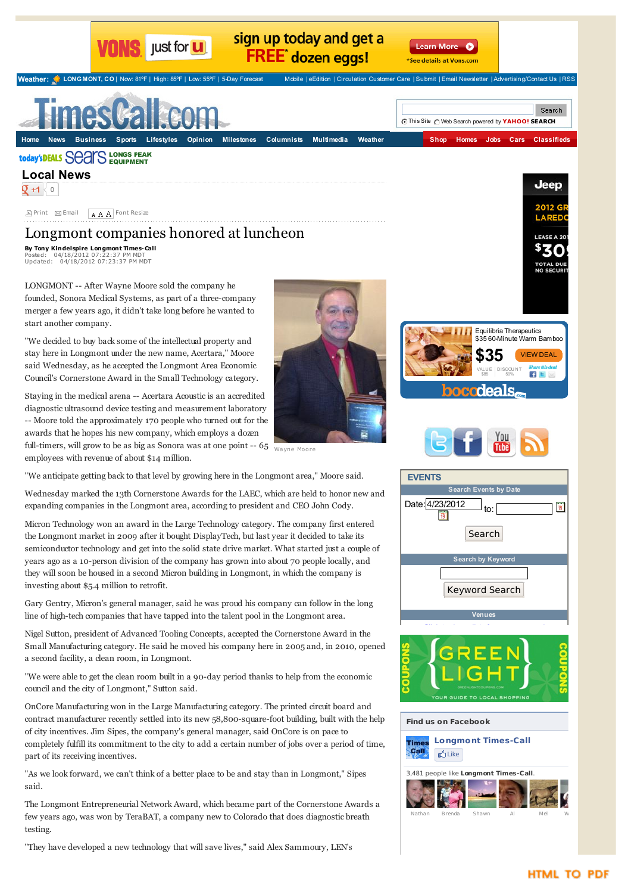## Local News

# Longmont companies honored at luncheon

**By Tony Kindelspire Longmont Times-Call**
Posted: 04/18/2012 07:22:37 PM MDT
Updated: 04/18/2012 07:23:37 PM MDT

LONGMONT -- After Wayne Moore sold the company he founded, Sonora Medical Systems, as part of a three-company merger a few years ago, it didn't take long before he wanted to start another company.

"We decided to buy back some of the intellectual property and stay here in Longmont under the new name, Acertara," Moore said Wednesday, as he accepted the Longmont Area Economic Council's Cornerstone Award in the Small Technology category.

Wayne Moore

Staying in the medical arena -- Acertara Acoustic is an accredited diagnostic ultrasound device testing and measurement laboratory -- Moore told the approximately 170 people who turned out for the awards that he hopes his new company, which employs a dozen full-timers, will grow to be as big as Sonora was at one point -- 65 employees with revenue of about $14 million.

"We anticipate getting back to that level by growing here in the Longmont area," Moore said.

Wednesday marked the 13th Cornerstone Awards for the LAEC, which are held to honor new and expanding companies in the Longmont area, according to president and CEO John Cody.

Micron Technology won an award in the Large Technology category. The company first entered the Longmont market in 2009 after it bought DisplayTech, but last year it decided to take its semiconductor technology and get into the solid state drive market. What started just a couple of years ago as a 10-person division of the company has grown into about 70 people locally, and they will soon be housed in a second Micron building in Longmont, in which the company is investing about $5.4 million to retrofit.

Gary Gentry, Micron's general manager, said he was proud his company can follow in the long line of high-tech companies that have tapped into the talent pool in the Longmont area.

Nigel Sutton, president of Advanced Tooling Concepts, accepted the Cornerstone Award in the Small Manufacturing category. He said he moved his company here in 2005 and, in 2010, opened a second facility, a clean room, in Longmont.

"We were able to get the clean room built in a 90-day period thanks to help from the economic council and the city of Longmont," Sutton said.

OnCore Manufacturing won in the Large Manufacturing category. The printed circuit board and contract manufacturer recently settled into its new 58,800-square-foot building, built with the help of city incentives. Jim Sipes, the company's general manager, said OnCore is on pace to completely fulfill its commitment to the city to add a certain number of jobs over a period of time, part of its receiving incentives.

"As we look forward, we can't think of a better place to be and stay than in Longmont," Sipes said.

The Longmont Entrepreneurial Network Award, which became part of the Cornerstone Awards a few years ago, was won by TeraBAT, a company new to Colorado that does diagnostic breath testing.

"They have developed a new technology that will save lives," said Alex Sammoury, LEN's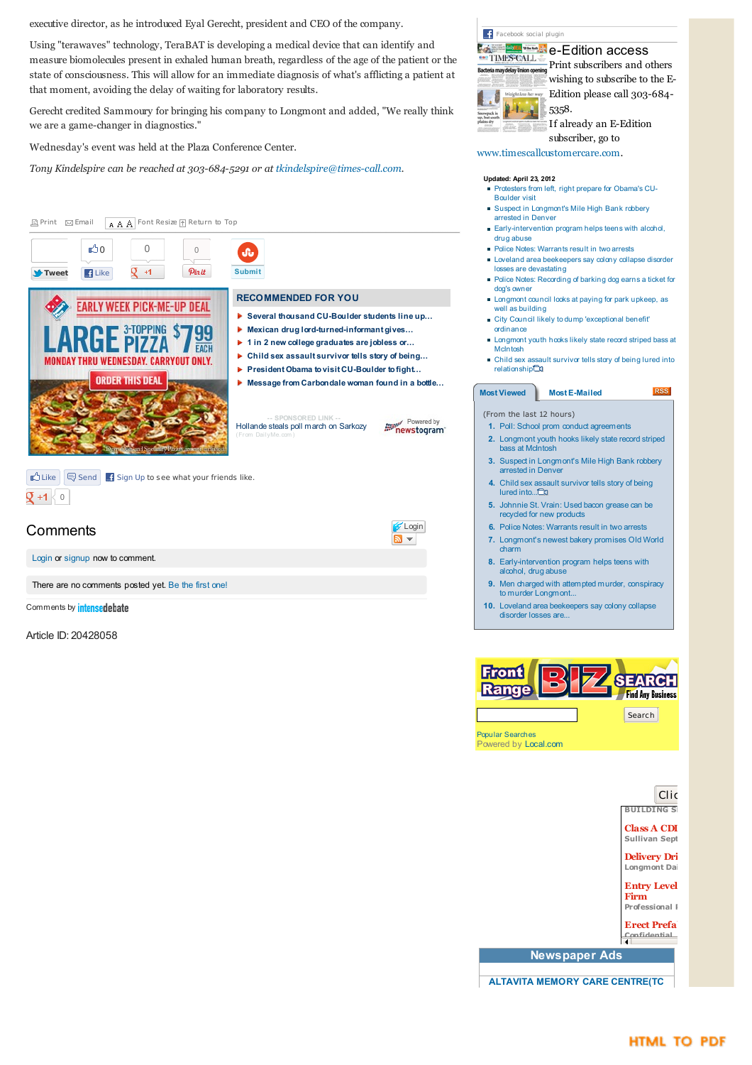executive director, as he introduced Eyal Gerecht, president and CEO of the company.

Using "terawaves" technology, TeraBAT is developing a medical device that can identify and measure biomolecules present in exhaled human breath, regardless of the age of the patient or the state of consciousness. This will allow for an immediate diagnosis of what's afflicting a patient at that moment, avoiding the delay of waiting for laboratory results.

Gerecht credited Sammoury for bringing his company to Longmont and added, "We really think we are a game-changer in diagnostics."

Wednesday's event was held at the Plaza Conference Center.

*Tony Kindelspire can be reached at 303-684-5291 or at tkindelspire@times-call.com.*

Print Email Font Resize Return to Top

Tweet Like 0 +1 0 Pin it Submit

EARLY WEEK PICK-ME-UP DEAL LARGE 3-TOPPING PIZZA $7.99 EACH MONDAY THRU WEDNESDAY. CARRYOUT ONLY. ORDER THIS DEAL

## RECOMMENDED FOR YOU

- Several thousand CU-Boulder students line up...
- Mexican drug lord-turned-informant gives...
- 1 in 2 new college graduates are jobless or...
- Child sex assault survivor tells story of being...
- President Obama to visit CU-Boulder to fight...
- Message from Carbondale woman found in a bottle...

-- SPONSORED LINK --
Hollande steals poll march on Sarkozy
(From DailyMe.com)

Powered by newstogram

Like Send Sign Up to see what your friends like.

+1 0

## Comments

Login

Login or signup now to comment.

There are no comments posted yet. Be the first one!

Comments by intensedebate

Article ID: 20428058

Facebook social plugin

## e-Edition access

Print subscribers and others wishing to subscribe to the E-Edition please call 303-684-5358.

If already an E-Edition subscriber, go to www.timescallcustomercare.com.

Updated: April 23, 2012

- Protesters from left, right prepare for Obama's CU-Boulder visit
- Suspect in Longmont's Mile High Bank robbery arrested in Denver
- Early-intervention program helps teens with alcohol, drug abuse
- Police Notes: Warrants result in two arrests
- Loveland area beekeepers say colony collapse disorder losses are devastating
- Police Notes: Recording of barking dog earns a ticket for dog's owner
- Longmont council looks at paying for park upkeep, as well as building
- City Council likely to dump 'exceptional benefit' ordinance
- Longmont youth hooks likely state record striped bass at McIntosh
- Child sex assault survivor tells story of being lured into relationship

Most Viewed | Most E-Mailed | RSS

(From the last 12 hours)

1. Poll: School prom conduct agreements
2. Longmont youth hooks likely state record striped bass at McIntosh
3. Suspect in Longmont's Mile High Bank robbery arrested in Denver
4. Child sex assault survivor tells story of being lured into...
5. Johnnie St. Vrain: Used bacon grease can be recycled for new products
6. Police Notes: Warrants result in two arrests
7. Longmont's newest bakery promises Old World charm
8. Early-intervention program helps teens with alcohol, drug abuse
9. Men charged with attempted murder, conspiracy to murder Longmont...
10. Loveland area beekeepers say colony collapse disorder losses are...

Front Range BIZ SEARCH Find Any Business

Search

Popular Searches
Powered by Local.com

Clic
BUILDING S
Class A CDI
Sullivan Sept
Delivery Dri
Longmont Dai
Entry Level Firm
Professional
Erect Prefa
Confidential

Newspaper Ads

ALTAVITA MEMORY CARE CENTRE(TC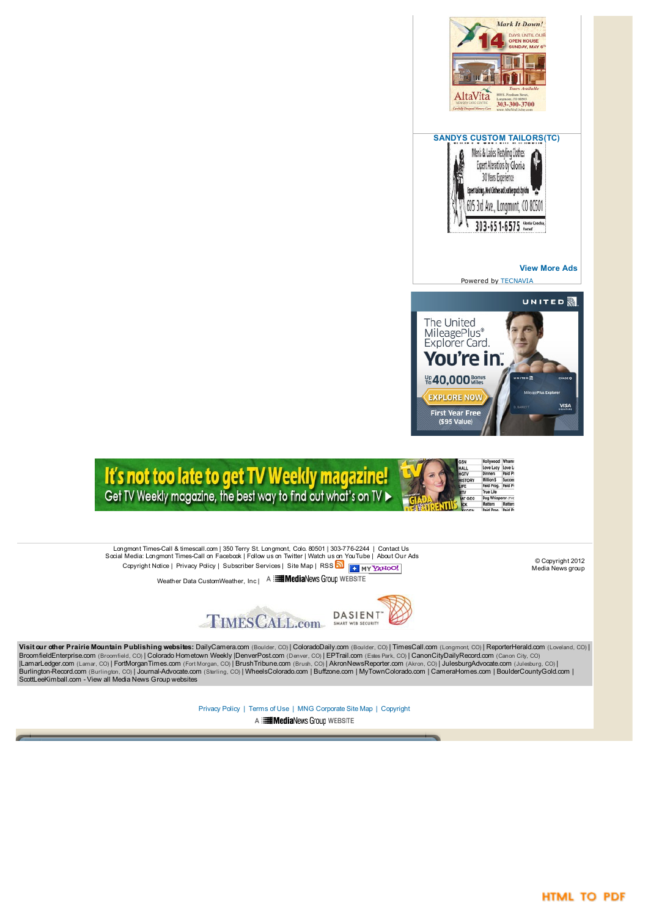SANDYS CUSTOM TAILORS(TC)

View More Ads

Powered by TECNAVIA

Longmont Times-Call & timescall.com | 350 Terry St. Longmont, Colo. 80501 | 303-776-2244 | Contact Us
Social Media: Longmont Times-Call on Facebook | Follow us on Twitter | Watch us on YouTube | About Our Ads
Copyright Notice | Privacy Policy | Subscriber Services | Site Map | RSS

Weather Data CustomWeather, Inc | A MediaNews Group WEBSITE

© Copyright 2012 Media News group

**Visit our other Prairie Mountain Publishing websites:** DailyCamera.com (Boulder, CO) | ColoradoDaily.com (Boulder, CO) | TimesCall.com (Longmont, CO) | ReporterHerald.com (Loveland, CO) | BroomfieldEnterprise.com (Broomfield, CO) | Colorado Hometown Weekly |DenverPost.com (Denver, CO) | EPTrail.com (Estes Park, CO) | CanonCityDailyRecord.com (Canon City, CO) |LamarLedger.com (Lamar, CO) | FortMorganTimes.com (Fort Morgan, CO) | BrushTribune.com (Brush, CO) | AkronNewsReporter.com (Akron, CO) | JulesburgAdvocate.com (Julesburg, CO) | Burlington-Record.com (Burlington, CO) | Journal-Advocate.com (Sterling, CO) | WheelsColorado.com | Buffzone.com | MyTownColorado.com | CameraHomes.com | BoulderCountyGold.com | ScottLeeKimball.com - View all Media News Group websites

Privacy Policy | Terms of Use | MNG Corporate Site Map | Copyright

A MediaNews Group WEBSITE